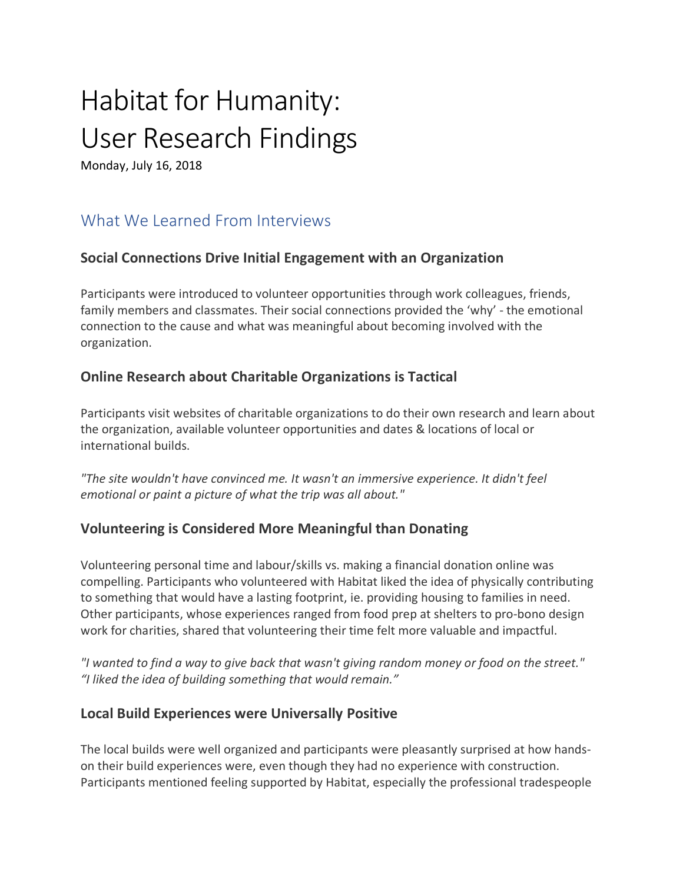# Habitat for Humanity: User Research Findings

Monday, July 16, 2018

## What We Learned From Interviews

### Social Connections Drive Initial Engagement with an Organization

Participants were introduced to volunteer opportunities through work colleagues, friends, family members and classmates. Their social connections provided the 'why' - the emotional connection to the cause and what was meaningful about becoming involved with the organization.

### Online Research about Charitable Organizations is Tactical

Participants visit websites of charitable organizations to do their own research and learn about the organization, available volunteer opportunities and dates & locations of local or international builds.

*"The site wouldn't have convinced me. It wasn't an immersive experience. It didn't feel emotional or paint a picture of what the trip was all about."*

### Volunteering is Considered More Meaningful than Donating

Volunteering personal time and labour/skills vs. making a financial donation online was compelling. Participants who volunteered with Habitat liked the idea of physically contributing to something that would have a lasting footprint, ie. providing housing to families in need. Other participants, whose experiences ranged from food prep at shelters to pro-bono design work for charities, shared that volunteering their time felt more valuable and impactful.

*"I wanted to find a way to give back that wasn't giving random money or food on the street."*
*"I liked the idea of building something that would remain."*

### Local Build Experiences were Universally Positive

The local builds were well organized and participants were pleasantly surprised at how hands-on their build experiences were, even though they had no experience with construction. Participants mentioned feeling supported by Habitat, especially the professional tradespeople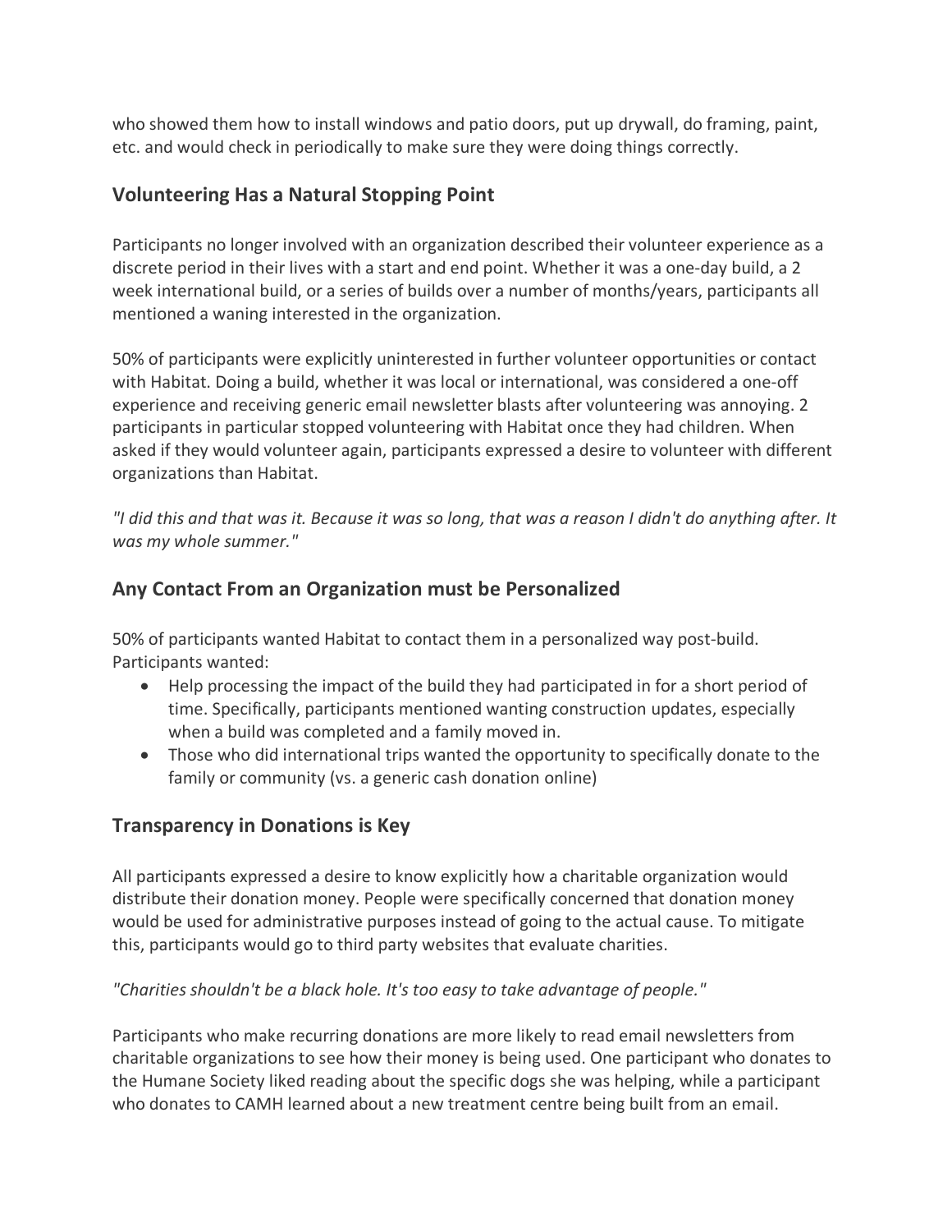who showed them how to install windows and patio doors, put up drywall, do framing, paint, etc. and would check in periodically to make sure they were doing things correctly.

### Volunteering Has a Natural Stopping Point

Participants no longer involved with an organization described their volunteer experience as a discrete period in their lives with a start and end point. Whether it was a one-day build, a 2 week international build, or a series of builds over a number of months/years, participants all mentioned a waning interested in the organization.

50% of participants were explicitly uninterested in further volunteer opportunities or contact with Habitat. Doing a build, whether it was local or international, was considered a one-off experience and receiving generic email newsletter blasts after volunteering was annoying. 2 participants in particular stopped volunteering with Habitat once they had children. When asked if they would volunteer again, participants expressed a desire to volunteer with different organizations than Habitat.

*"I did this and that was it. Because it was so long, that was a reason I didn't do anything after. It was my whole summer."*

### Any Contact From an Organization must be Personalized

50% of participants wanted Habitat to contact them in a personalized way post-build. Participants wanted:

- Help processing the impact of the build they had participated in for a short period of time. Specifically, participants mentioned wanting construction updates, especially when a build was completed and a family moved in.
- Those who did international trips wanted the opportunity to specifically donate to the family or community (vs. a generic cash donation online)

### Transparency in Donations is Key

All participants expressed a desire to know explicitly how a charitable organization would distribute their donation money. People were specifically concerned that donation money would be used for administrative purposes instead of going to the actual cause. To mitigate this, participants would go to third party websites that evaluate charities.

*"Charities shouldn't be a black hole. It's too easy to take advantage of people."*

Participants who make recurring donations are more likely to read email newsletters from charitable organizations to see how their money is being used. One participant who donates to the Humane Society liked reading about the specific dogs she was helping, while a participant who donates to CAMH learned about a new treatment centre being built from an email.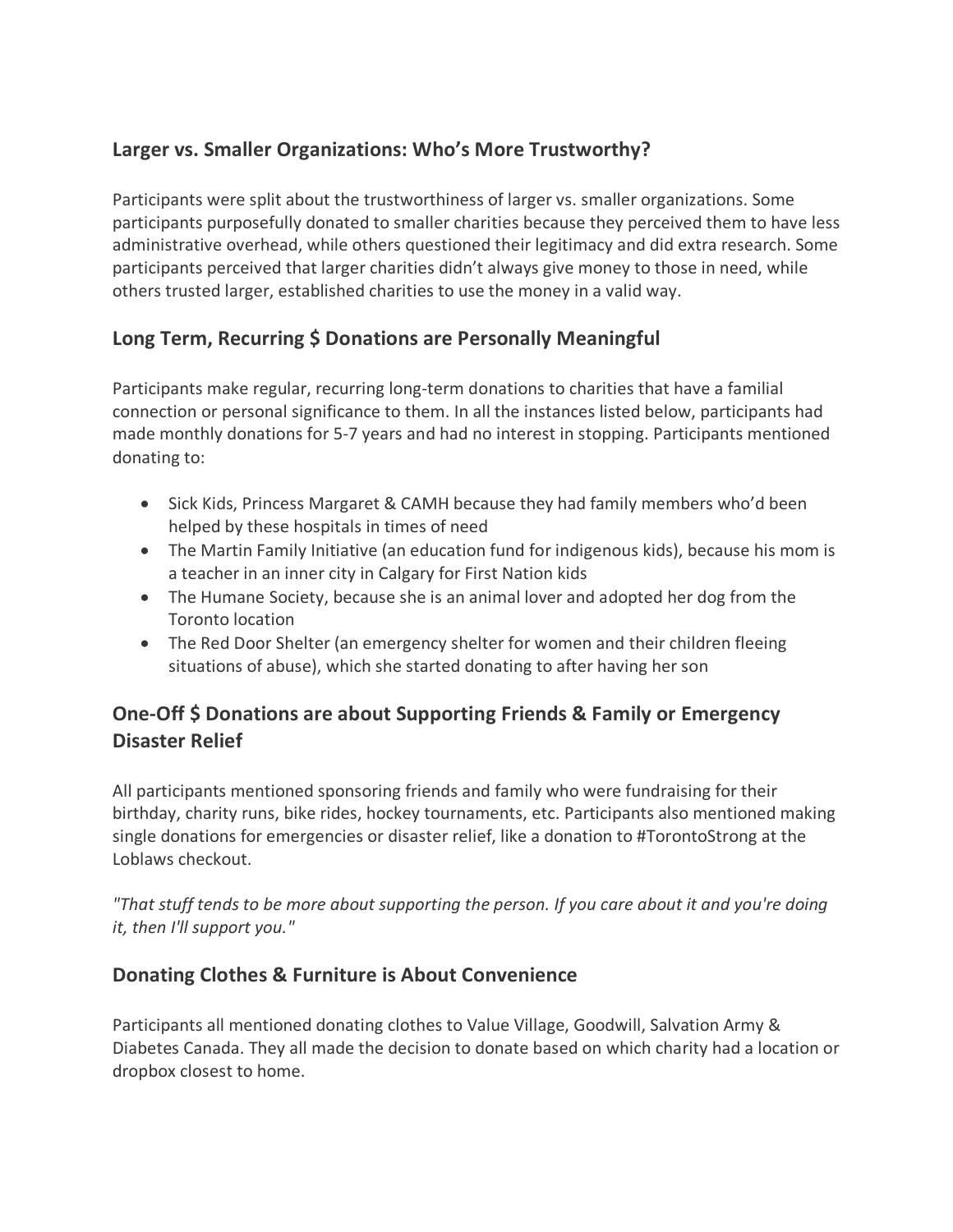## Larger vs. Smaller Organizations: Who's More Trustworthy?

Participants were split about the trustworthiness of larger vs. smaller organizations. Some participants purposefully donated to smaller charities because they perceived them to have less administrative overhead, while others questioned their legitimacy and did extra research. Some participants perceived that larger charities didn't always give money to those in need, while others trusted larger, established charities to use the money in a valid way.

## Long Term, Recurring $ Donations are Personally Meaningful

Participants make regular, recurring long-term donations to charities that have a familial connection or personal significance to them. In all the instances listed below, participants had made monthly donations for 5-7 years and had no interest in stopping. Participants mentioned donating to:

- Sick Kids, Princess Margaret & CAMH because they had family members who'd been helped by these hospitals in times of need
- The Martin Family Initiative (an education fund for indigenous kids), because his mom is a teacher in an inner city in Calgary for First Nation kids
- The Humane Society, because she is an animal lover and adopted her dog from the Toronto location
- The Red Door Shelter (an emergency shelter for women and their children fleeing situations of abuse), which she started donating to after having her son

## One-Off $ Donations are about Supporting Friends & Family or Emergency Disaster Relief

All participants mentioned sponsoring friends and family who were fundraising for their birthday, charity runs, bike rides, hockey tournaments, etc. Participants also mentioned making single donations for emergencies or disaster relief, like a donation to #TorontoStrong at the Loblaws checkout.

*"That stuff tends to be more about supporting the person. If you care about it and you're doing it, then I'll support you."*

## Donating Clothes & Furniture is About Convenience

Participants all mentioned donating clothes to Value Village, Goodwill, Salvation Army & Diabetes Canada. They all made the decision to donate based on which charity had a location or dropbox closest to home.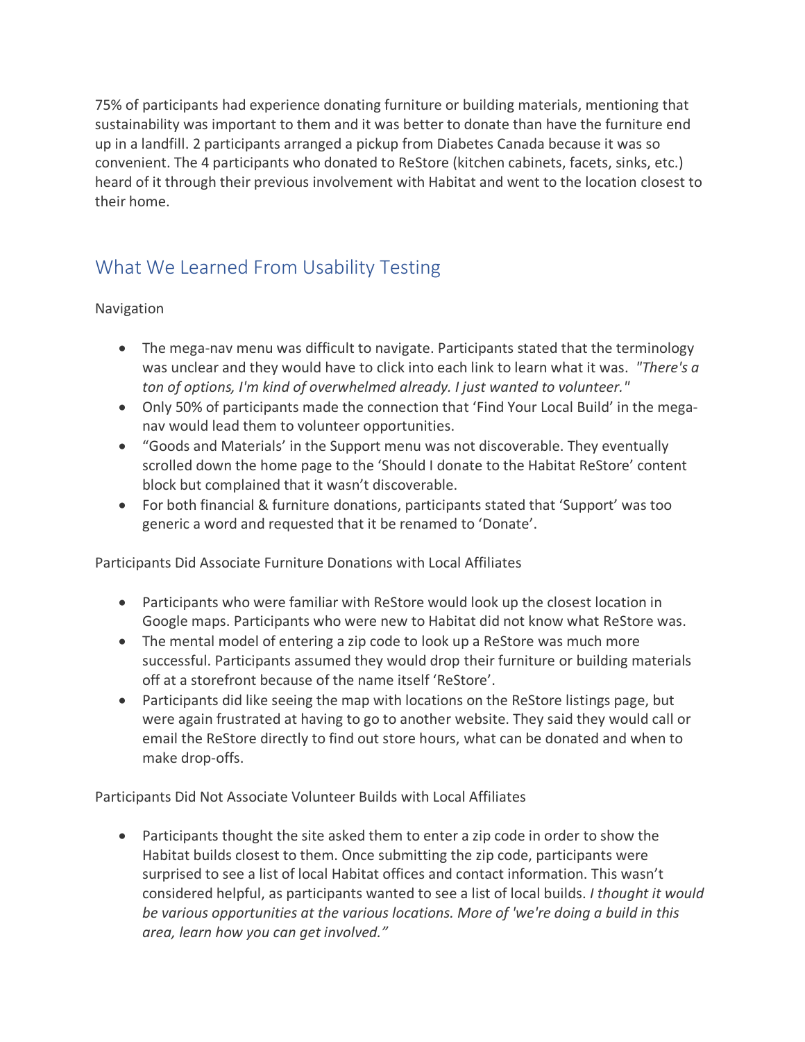75% of participants had experience donating furniture or building materials, mentioning that sustainability was important to them and it was better to donate than have the furniture end up in a landfill. 2 participants arranged a pickup from Diabetes Canada because it was so convenient. The 4 participants who donated to ReStore (kitchen cabinets, facets, sinks, etc.) heard of it through their previous involvement with Habitat and went to the location closest to their home.

## What We Learned From Usability Testing

Navigation

- The mega-nav menu was difficult to navigate. Participants stated that the terminology was unclear and they would have to click into each link to learn what it was. *"There's a ton of options, I'm kind of overwhelmed already. I just wanted to volunteer."*
- Only 50% of participants made the connection that 'Find Your Local Build' in the mega-nav would lead them to volunteer opportunities.
- "Goods and Materials' in the Support menu was not discoverable. They eventually scrolled down the home page to the 'Should I donate to the Habitat ReStore' content block but complained that it wasn't discoverable.
- For both financial & furniture donations, participants stated that 'Support' was too generic a word and requested that it be renamed to 'Donate'.

Participants Did Associate Furniture Donations with Local Affiliates

- Participants who were familiar with ReStore would look up the closest location in Google maps. Participants who were new to Habitat did not know what ReStore was.
- The mental model of entering a zip code to look up a ReStore was much more successful. Participants assumed they would drop their furniture or building materials off at a storefront because of the name itself 'ReStore'.
- Participants did like seeing the map with locations on the ReStore listings page, but were again frustrated at having to go to another website. They said they would call or email the ReStore directly to find out store hours, what can be donated and when to make drop-offs.

Participants Did Not Associate Volunteer Builds with Local Affiliates

- Participants thought the site asked them to enter a zip code in order to show the Habitat builds closest to them. Once submitting the zip code, participants were surprised to see a list of local Habitat offices and contact information. This wasn't considered helpful, as participants wanted to see a list of local builds. *I thought it would be various opportunities at the various locations. More of 'we're doing a build in this area, learn how you can get involved."*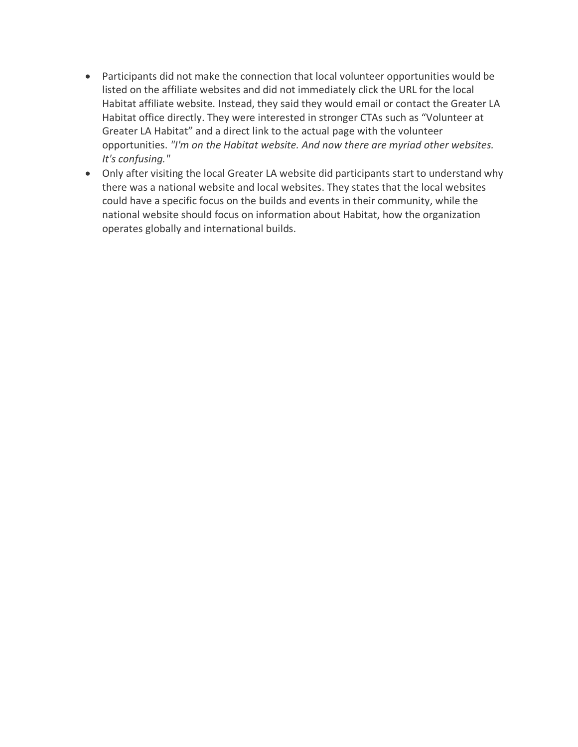- Participants did not make the connection that local volunteer opportunities would be listed on the affiliate websites and did not immediately click the URL for the local Habitat affiliate website. Instead, they said they would email or contact the Greater LA Habitat office directly. They were interested in stronger CTAs such as "Volunteer at Greater LA Habitat" and a direct link to the actual page with the volunteer opportunities. *"I'm on the Habitat website. And now there are myriad other websites. It's confusing."*
- Only after visiting the local Greater LA website did participants start to understand why there was a national website and local websites. They states that the local websites could have a specific focus on the builds and events in their community, while the national website should focus on information about Habitat, how the organization operates globally and international builds.